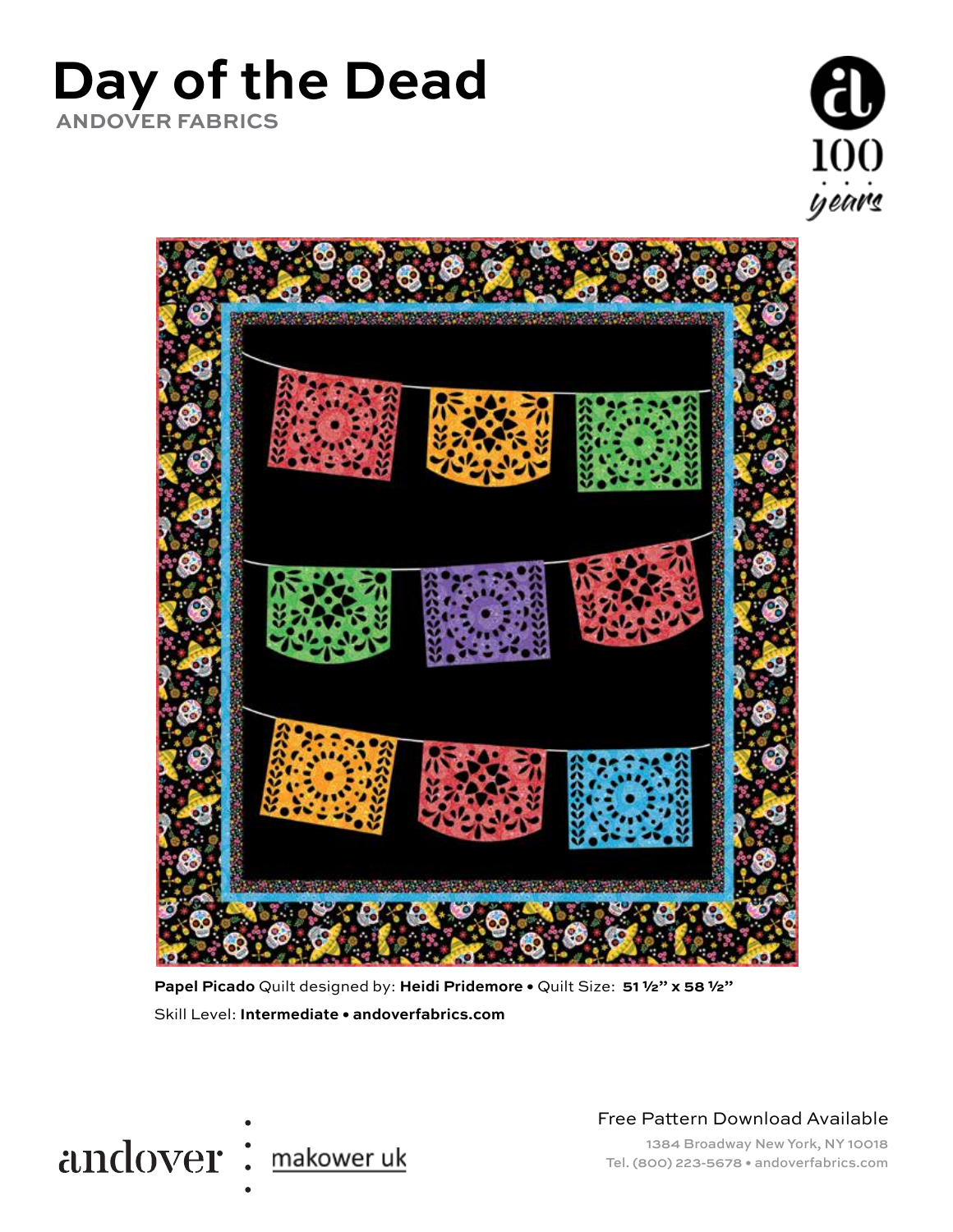# Day of the Dead

ANDOVER FABRICS

**Papel Picado** Quilt designed by: **Heidi Pridemore** • Quilt Size: **51 ½" x 58 ½"**

Skill Level: **Intermediate • andoverfabrics.com**

andover : makower uk

Free Pattern Download Available

1384 Broadway New York, NY 10018

Tel. (800) 223-5678 • andoverfabrics.com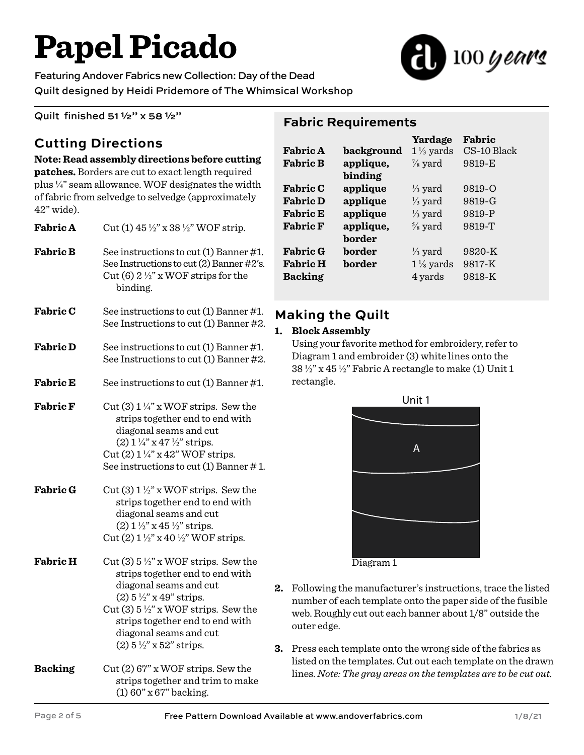# Papel Picado

Featuring Andover Fabrics new Collection: Day of the Dead
Quilt designed by Heidi Pridemore of The Whimsical Workshop

100 years

Quilt finished 51 ½" x 58 ½"

## Cutting Directions

**Note: Read assembly directions before cutting patches.** Borders are cut to exact length required plus ¼" seam allowance. WOF designates the width of fabric from selvedge to selvedge (approximately 42" wide).

| | |
|---|---|
| **Fabric A** | Cut (1) 45 ½" x 38 ½" WOF strip. |
| **Fabric B** | See instructions to cut (1) Banner #1. See Instructions to cut (2) Banner #2's. Cut (6) 2 ½" x WOF strips for the binding. |
| **Fabric C** | See instructions to cut (1) Banner #1. See Instructions to cut (1) Banner #2. |
| **Fabric D** | See instructions to cut (1) Banner #1. See Instructions to cut (1) Banner #2. |
| **Fabric E** | See instructions to cut (1) Banner #1. |
| **Fabric F** | Cut (3) 1 ¼" x WOF strips. Sew the strips together end to end with diagonal seams and cut (2) 1 ¼" x 47 ½" strips. Cut (2) 1 ¼" x 42" WOF strips. See instructions to cut (1) Banner # 1. |
| **Fabric G** | Cut (3) 1 ½" x WOF strips. Sew the strips together end to end with diagonal seams and cut (2) 1 ½" x 45 ½" strips. Cut (2) 1 ½" x 40 ½" WOF strips. |
| **Fabric H** | Cut (3) 5 ½" x WOF strips. Sew the strips together end to end with diagonal seams and cut (2) 5 ½" x 49" strips. Cut (3) 5 ½" x WOF strips. Sew the strips together end to end with diagonal seams and cut (2) 5 ½" x 52" strips. |
| **Backing** | Cut (2) 67" x WOF strips. Sew the strips together and trim to make (1) 60" x 67" backing. |

## Fabric Requirements

| | | Yardage | Fabric |
|---|---|---|---|
| **Fabric A** | **background** | 1 ⅓ yards | CS-10 Black |
| **Fabric B** | **applique, binding** | ⅞ yard | 9819-E |
| **Fabric C** | **applique** | ⅓ yard | 9819-O |
| **Fabric D** | **applique** | ⅓ yard | 9819-G |
| **Fabric E** | **applique** | ⅓ yard | 9819-P |
| **Fabric F** | **applique, border** | ⅝ yard | 9819-T |
| **Fabric G** | **border** | ⅓ yard | 9820-K |
| **Fabric H** | **border** | 1 ⅛ yards | 9817-K |
| **Backing** | | 4 yards | 9818-K |

## Making the Quilt

1. **Block Assembly**
   Using your favorite method for embroidery, refer to Diagram 1 and embroider (3) white lines onto the 38 ½" x 45 ½" Fabric A rectangle to make (1) Unit 1 rectangle.

Unit 1

A

Diagram 1

2. Following the manufacturer's instructions, trace the listed number of each template onto the paper side of the fusible web. Roughly cut out each banner about 1/8" outside the outer edge.

3. Press each template onto the wrong side of the fabrics as listed on the templates. Cut out each template on the drawn lines. *Note: The gray areas on the templates are to be cut out.*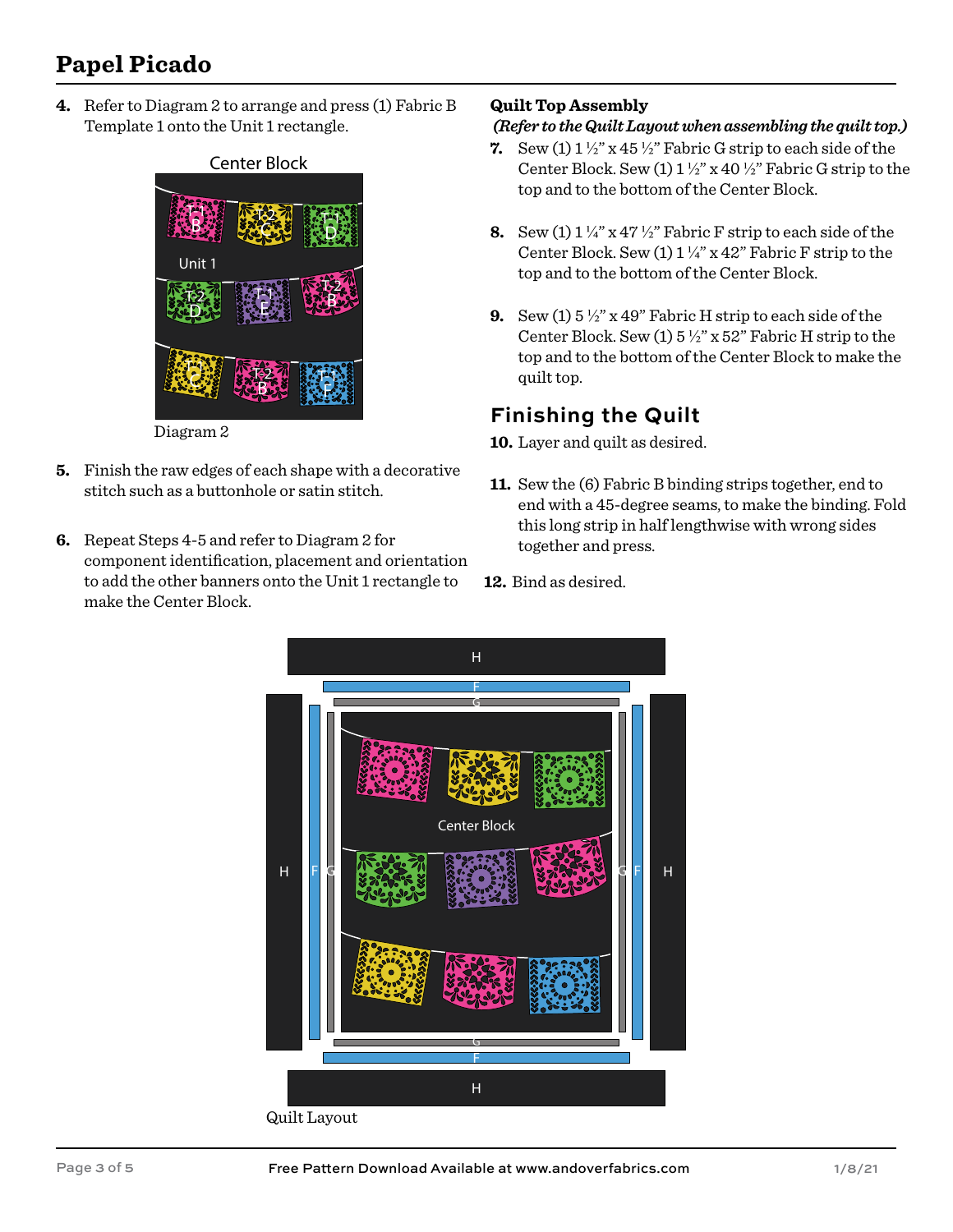# Papel Picado

4. Refer to Diagram 2 to arrange and press (1) Fabric B Template 1 onto the Unit 1 rectangle.

Diagram 2

5. Finish the raw edges of each shape with a decorative stitch such as a buttonhole or satin stitch.

6. Repeat Steps 4-5 and refer to Diagram 2 for component identification, placement and orientation to add the other banners onto the Unit 1 rectangle to make the Center Block.

**Quilt Top Assembly**

***(Refer to the Quilt Layout when assembling the quilt top.)***

7. Sew (1) 1 ½" x 45 ½" Fabric G strip to each side of the Center Block. Sew (1) 1 ½" x 40 ½" Fabric G strip to the top and to the bottom of the Center Block.

8. Sew (1) 1 ¼" x 47 ½" Fabric F strip to each side of the Center Block. Sew (1) 1 ¼" x 42" Fabric F strip to the top and to the bottom of the Center Block.

9. Sew (1) 5 ½" x 49" Fabric H strip to each side of the Center Block. Sew (1) 5 ½" x 52" Fabric H strip to the top and to the bottom of the Center Block to make the quilt top.

## Finishing the Quilt

10. Layer and quilt as desired.

11. Sew the (6) Fabric B binding strips together, end to end with a 45-degree seams, to make the binding. Fold this long strip in half lengthwise with wrong sides together and press.

12. Bind as desired.

Quilt Layout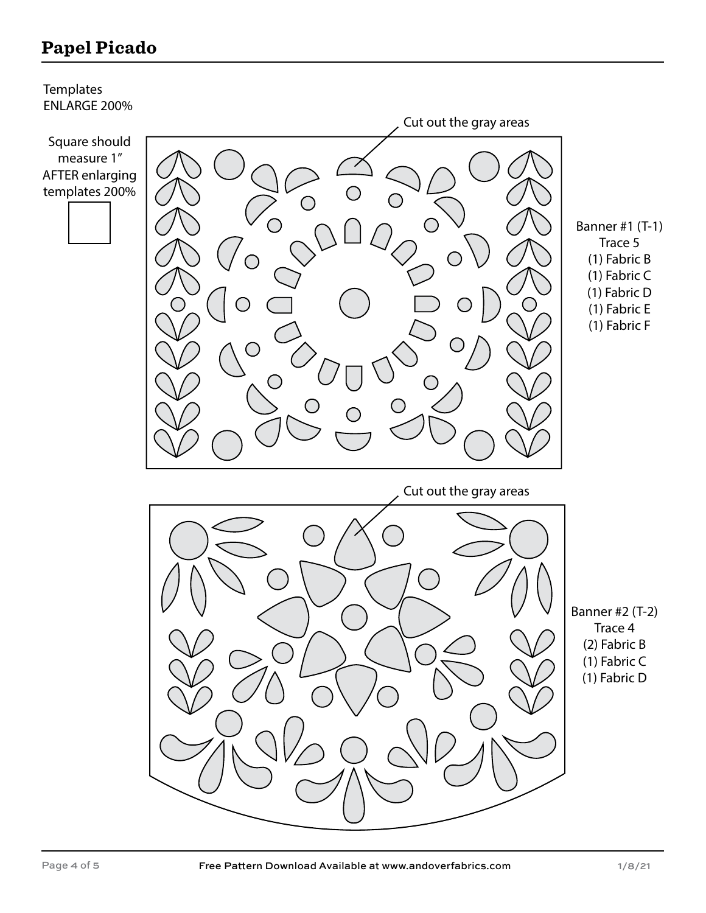# Papel Picado

Templates
ENLARGE 200%

Square should measure 1" AFTER enlarging templates 200%

Cut out the gray areas

Banner #1 (T-1)
Trace 5
(1) Fabric B
(1) Fabric C
(1) Fabric D
(1) Fabric E
(1) Fabric F

Cut out the gray areas

Banner #2 (T-2)
Trace 4
(2) Fabric B
(1) Fabric C
(1) Fabric D

Free Pattern Download Available at www.andoverfabrics.com

1/8/21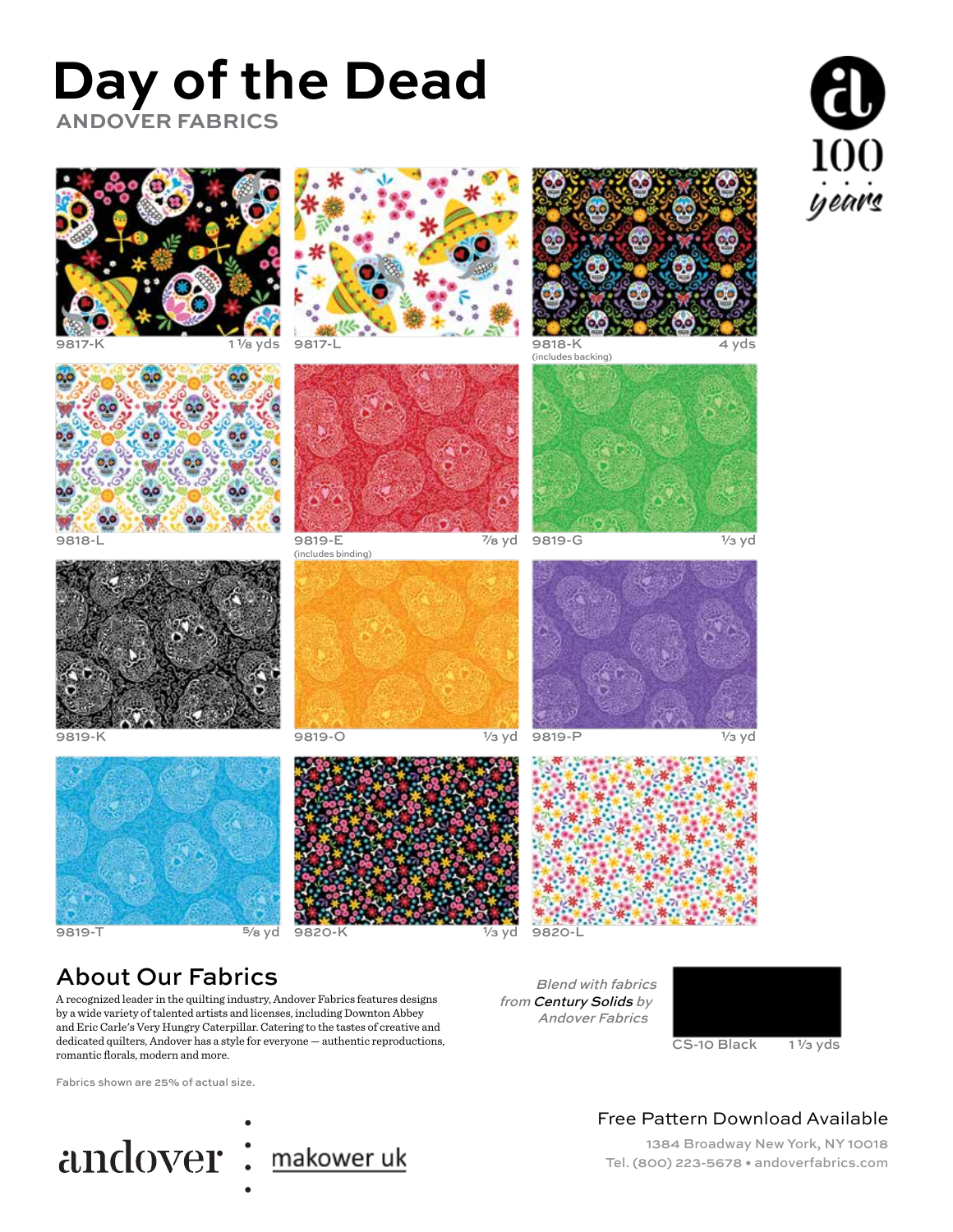# Day of the Dead

ANDOVER FABRICS

100 years

9817-K 1 ⅛ yds

9817-L

9818-K 4 yds
(includes backing)

9818-L

9819-E ⅞ yd
(includes binding)

9819-G ⅓ yd

9819-K

9819-O ⅓ yd

9819-P ⅓ yd

9819-T ⅝ yd

9820-K ⅓ yd

9820-L

## About Our Fabrics

A recognized leader in the quilting industry, Andover Fabrics features designs by a wide variety of talented artists and licenses, including Downton Abbey and Eric Carle's Very Hungry Caterpillar. Catering to the tastes of creative and dedicated quilters, Andover has a style for everyone — authentic reproductions, romantic florals, modern and more.

Fabrics shown are 25% of actual size.

*Blend with fabrics from* ***Century Solids*** *by Andover Fabrics*

CS-10 Black 1 ⅓ yds

Free Pattern Download Available

1384 Broadway New York, NY 10018
Tel. (800) 223-5678 • andoverfabrics.com

andover : makower uk